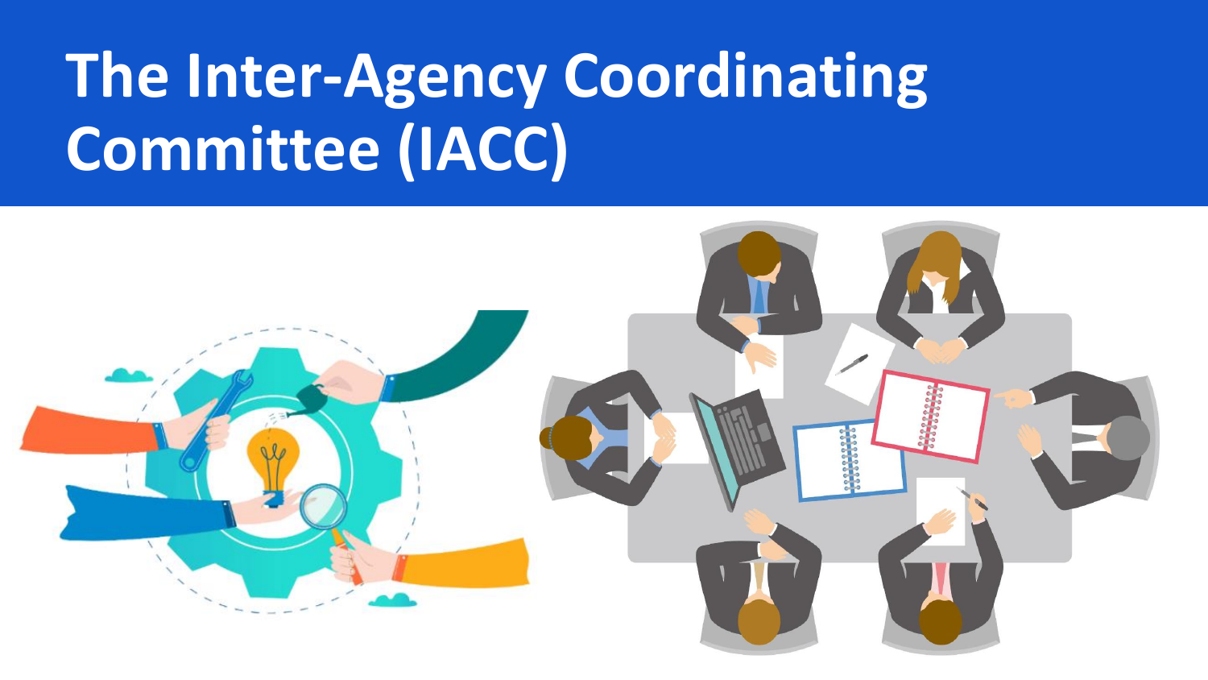# The Inter-Agency Coordinating Committee (IACC)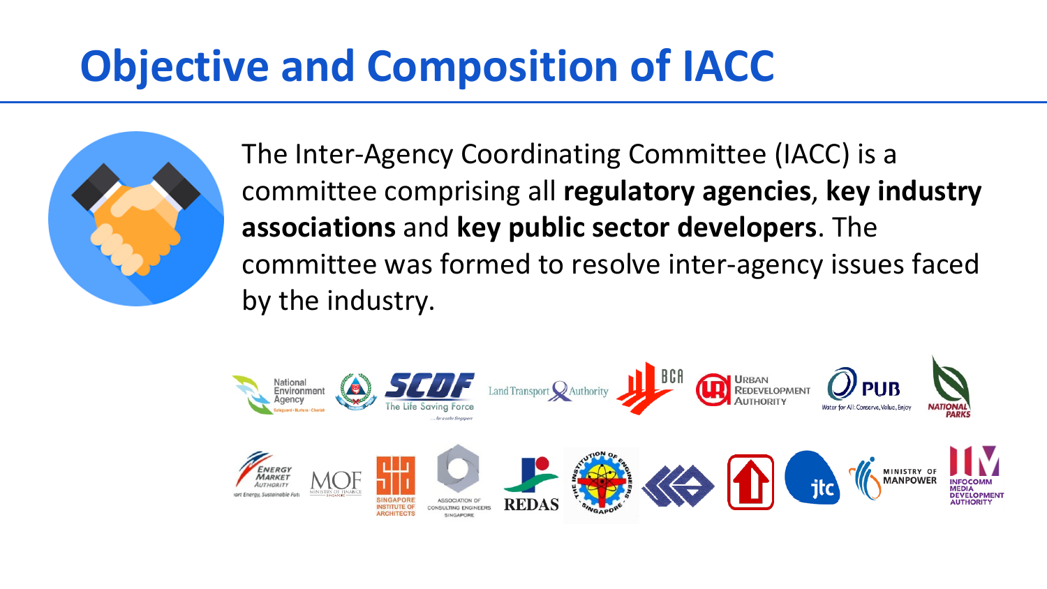# Objective and Composition of IACC

The Inter-Agency Coordinating Committee (IACC) is a committee comprising all **regulatory agencies**, **key industry associations** and **key public sector developers**. The committee was formed to resolve inter-agency issues faced by the industry.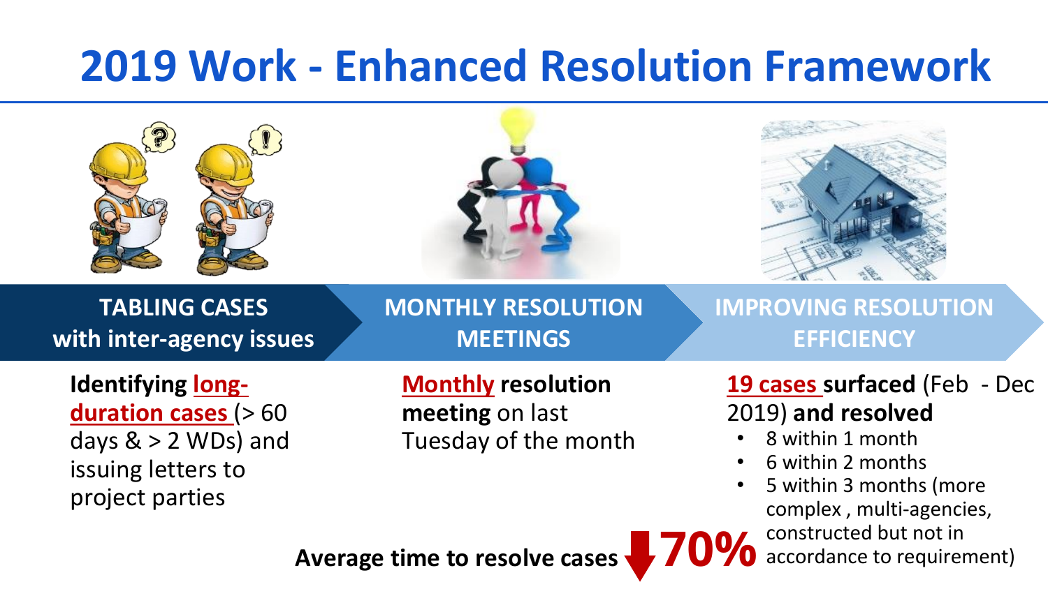# 2019 Work - Enhanced Resolution Framework

## TABLING CASES with inter-agency issues

**Identifying long-duration cases** (> 60 days & > 2 WDs) and issuing letters to project parties

## MONTHLY RESOLUTION MEETINGS

**Monthly resolution meeting** on last Tuesday of the month

## IMPROVING RESOLUTION EFFICIENCY

**19 cases surfaced** (Feb - Dec 2019) **and resolved**

- 8 within 1 month
- 6 within 2 months
- 5 within 3 months (more complex , multi-agencies, constructed but not in accordance to requirement)

**Average time to resolve cases** ↓ **70%**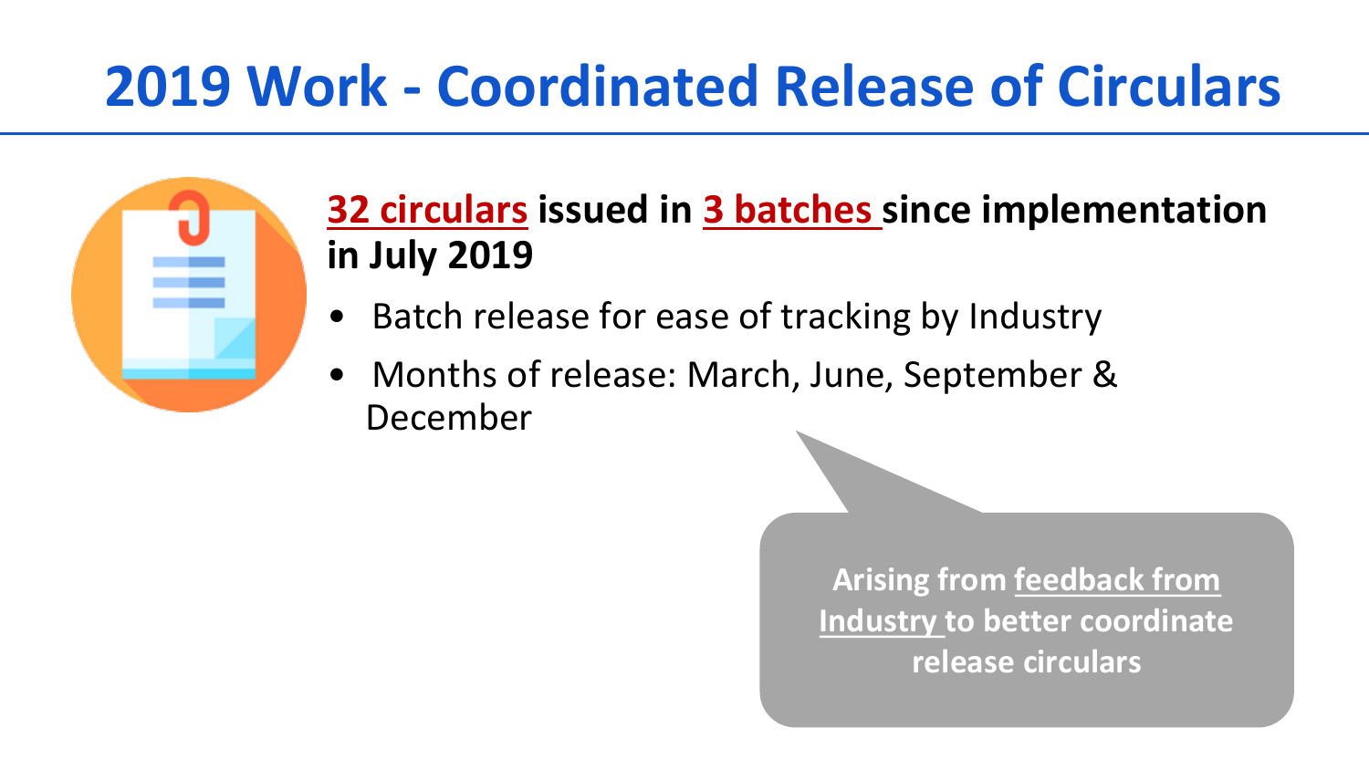# 2019 Work - Coordinated Release of Circulars

**32 circulars issued in 3 batches since implementation in July 2019**

- Batch release for ease of tracking by Industry
- Months of release: March, June, September & December

**Arising from feedback from Industry to better coordinate release circulars**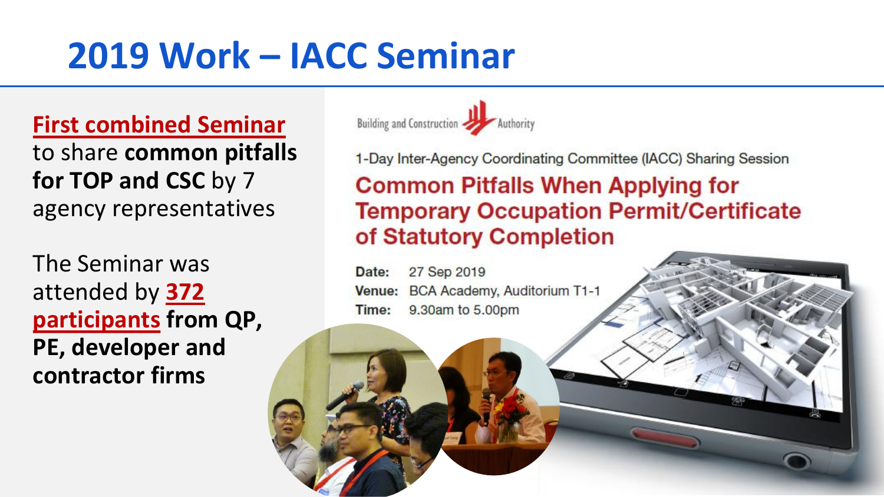# 2019 Work – IACC Seminar

**First combined Seminar** to share **common pitfalls for TOP and CSC** by 7 agency representatives

The Seminar was attended by **372 participants** **from QP, PE, developer and contractor firms**

Building and Construction Authority

1-Day Inter-Agency Coordinating Committee (IACC) Sharing Session

## Common Pitfalls When Applying for Temporary Occupation Permit/Certificate of Statutory Completion

**Date:** 27 Sep 2019

**Venue:** BCA Academy, Auditorium T1-1

**Time:** 9.30am to 5.00pm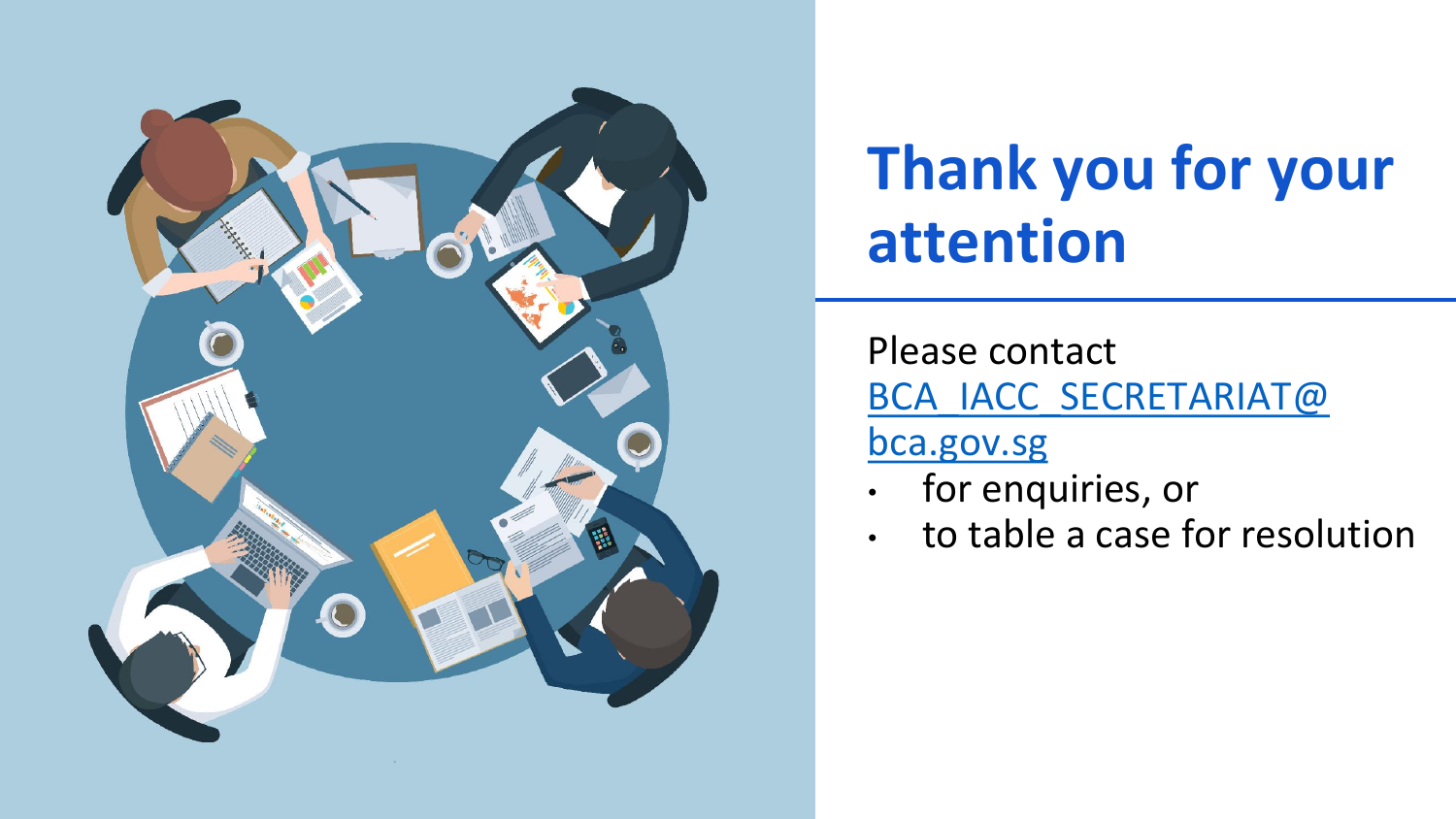# Thank you for your attention

Please contact BCA_IACC_SECRETARIAT@bca.gov.sg

- for enquiries, or
- to table a case for resolution